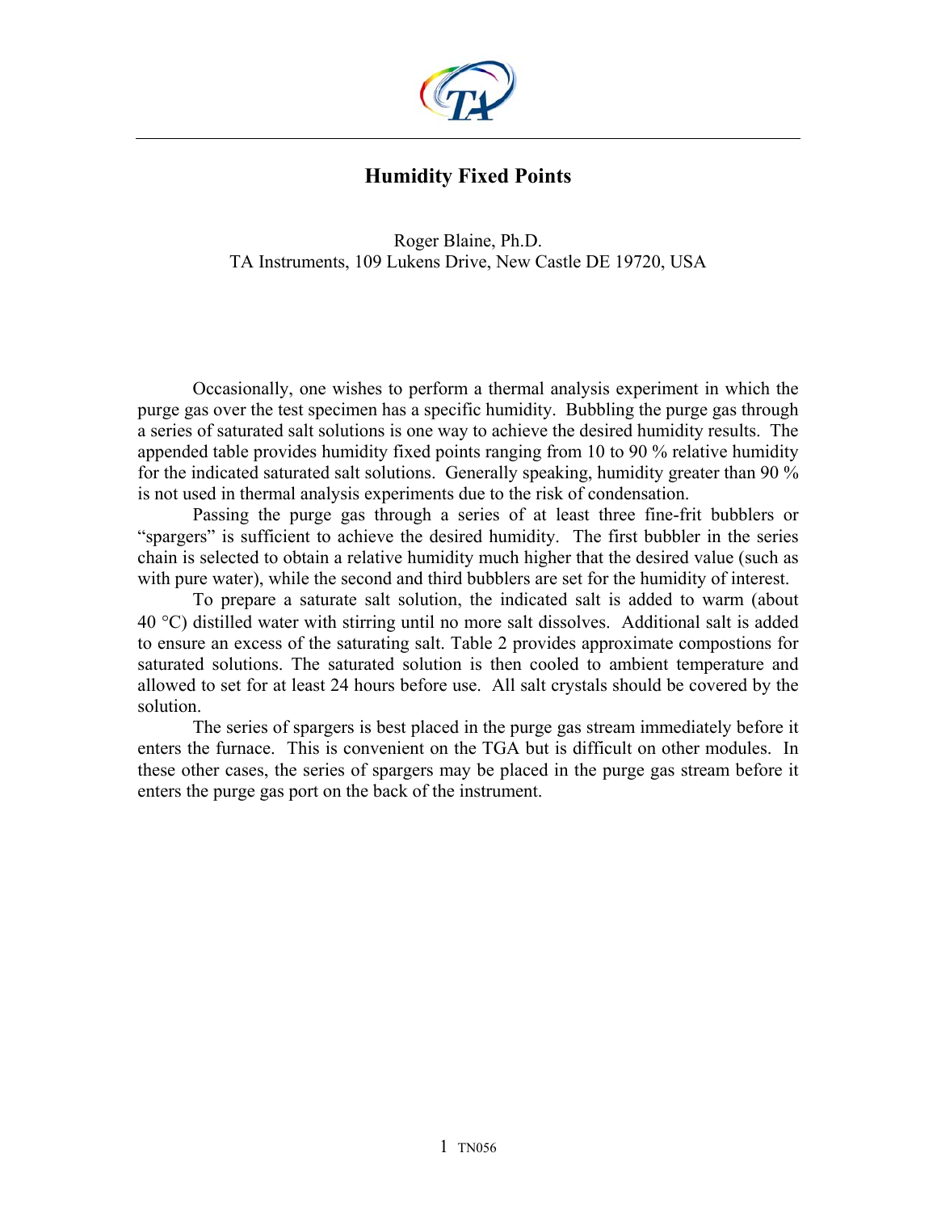# Humidity Fixed Points

Roger Blaine, Ph.D.
TA Instruments, 109 Lukens Drive, New Castle DE 19720, USA

Occasionally, one wishes to perform a thermal analysis experiment in which the purge gas over the test specimen has a specific humidity. Bubbling the purge gas through a series of saturated salt solutions is one way to achieve the desired humidity results. The appended table provides humidity fixed points ranging from 10 to 90 % relative humidity for the indicated saturated salt solutions. Generally speaking, humidity greater than 90 % is not used in thermal analysis experiments due to the risk of condensation.

Passing the purge gas through a series of at least three fine-frit bubblers or "spargers" is sufficient to achieve the desired humidity. The first bubbler in the series chain is selected to obtain a relative humidity much higher that the desired value (such as with pure water), while the second and third bubblers are set for the humidity of interest.

To prepare a saturate salt solution, the indicated salt is added to warm (about 40 °C) distilled water with stirring until no more salt dissolves. Additional salt is added to ensure an excess of the saturating salt. Table 2 provides approximate compostions for saturated solutions. The saturated solution is then cooled to ambient temperature and allowed to set for at least 24 hours before use. All salt crystals should be covered by the solution.

The series of spargers is best placed in the purge gas stream immediately before it enters the furnace. This is convenient on the TGA but is difficult on other modules. In these other cases, the series of spargers may be placed in the purge gas stream before it enters the purge gas port on the back of the instrument.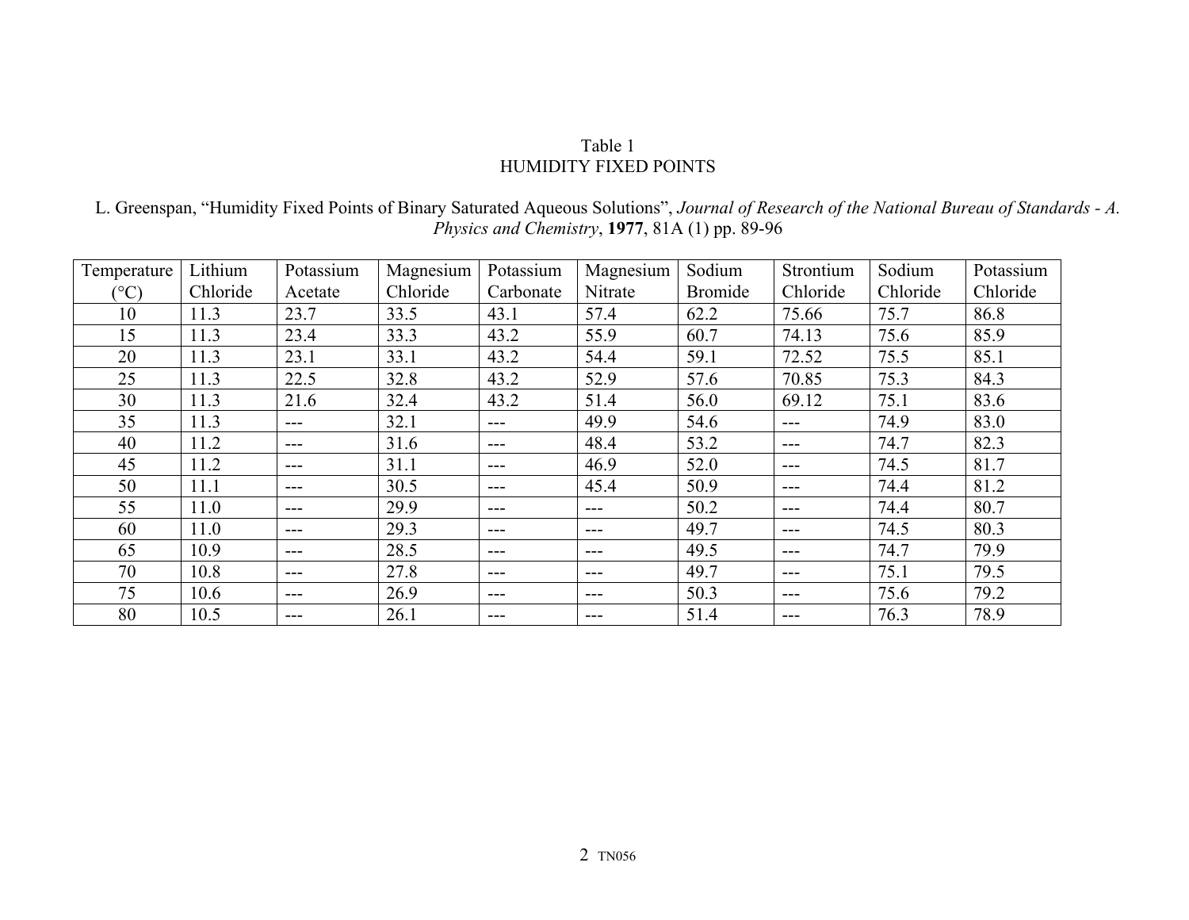Table 1
HUMIDITY FIXED POINTS

L. Greenspan, "Humidity Fixed Points of Binary Saturated Aqueous Solutions", *Journal of Research of the National Bureau of Standards - A. Physics and Chemistry*, **1977**, 81A (1) pp. 89-96

| Temperature (°C) | Lithium Chloride | Potassium Acetate | Magnesium Chloride | Potassium Carbonate | Magnesium Nitrate | Sodium Bromide | Strontium Chloride | Sodium Chloride | Potassium Chloride |
|---|---|---|---|---|---|---|---|---|---|
| 10 | 11.3 | 23.7 | 33.5 | 43.1 | 57.4 | 62.2 | 75.66 | 75.7 | 86.8 |
| 15 | 11.3 | 23.4 | 33.3 | 43.2 | 55.9 | 60.7 | 74.13 | 75.6 | 85.9 |
| 20 | 11.3 | 23.1 | 33.1 | 43.2 | 54.4 | 59.1 | 72.52 | 75.5 | 85.1 |
| 25 | 11.3 | 22.5 | 32.8 | 43.2 | 52.9 | 57.6 | 70.85 | 75.3 | 84.3 |
| 30 | 11.3 | 21.6 | 32.4 | 43.2 | 51.4 | 56.0 | 69.12 | 75.1 | 83.6 |
| 35 | 11.3 | --- | 32.1 | --- | 49.9 | 54.6 | --- | 74.9 | 83.0 |
| 40 | 11.2 | --- | 31.6 | --- | 48.4 | 53.2 | --- | 74.7 | 82.3 |
| 45 | 11.2 | --- | 31.1 | --- | 46.9 | 52.0 | --- | 74.5 | 81.7 |
| 50 | 11.1 | --- | 30.5 | --- | 45.4 | 50.9 | --- | 74.4 | 81.2 |
| 55 | 11.0 | --- | 29.9 | --- | --- | 50.2 | --- | 74.4 | 80.7 |
| 60 | 11.0 | --- | 29.3 | --- | --- | 49.7 | --- | 74.5 | 80.3 |
| 65 | 10.9 | --- | 28.5 | --- | --- | 49.5 | --- | 74.7 | 79.9 |
| 70 | 10.8 | --- | 27.8 | --- | --- | 49.7 | --- | 75.1 | 79.5 |
| 75 | 10.6 | --- | 26.9 | --- | --- | 50.3 | --- | 75.6 | 79.2 |
| 80 | 10.5 | --- | 26.1 | --- | --- | 51.4 | --- | 76.3 | 78.9 |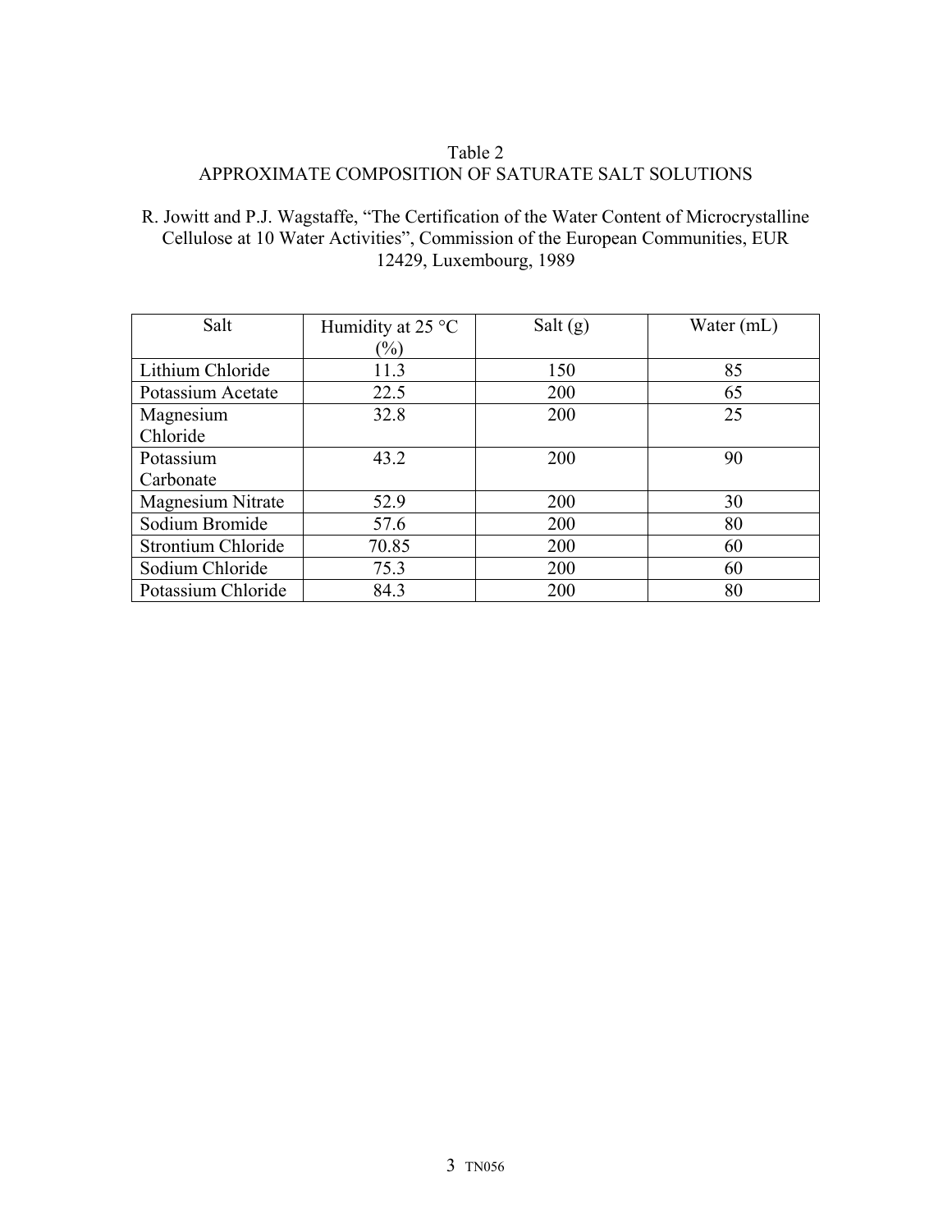Table 2
APPROXIMATE COMPOSITION OF SATURATE SALT SOLUTIONS

R. Jowitt and P.J. Wagstaffe, "The Certification of the Water Content of Microcrystalline Cellulose at 10 Water Activities", Commission of the European Communities, EUR 12429, Luxembourg, 1989

| Salt | Humidity at 25 °C (%) | Salt (g) | Water (mL) |
|---|---|---|---|
| Lithium Chloride | 11.3 | 150 | 85 |
| Potassium Acetate | 22.5 | 200 | 65 |
| Magnesium Chloride | 32.8 | 200 | 25 |
| Potassium Carbonate | 43.2 | 200 | 90 |
| Magnesium Nitrate | 52.9 | 200 | 30 |
| Sodium Bromide | 57.6 | 200 | 80 |
| Strontium Chloride | 70.85 | 200 | 60 |
| Sodium Chloride | 75.3 | 200 | 60 |
| Potassium Chloride | 84.3 | 200 | 80 |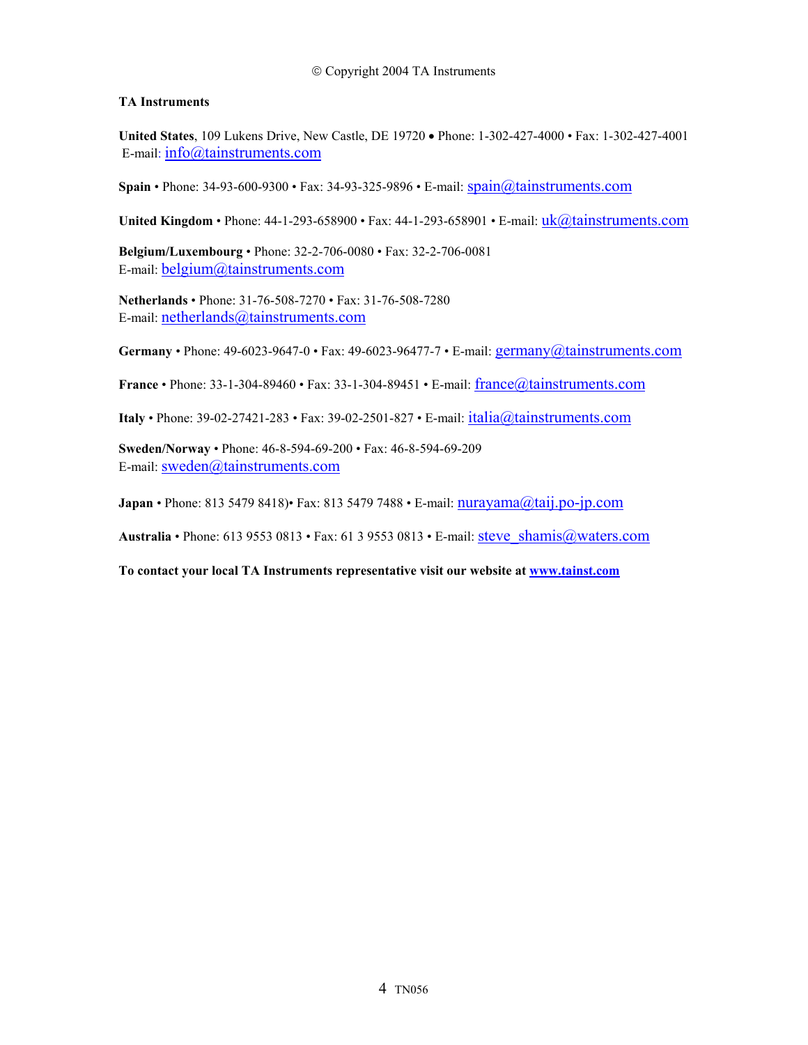© Copyright 2004 TA Instruments

**TA Instruments**

**United States**, 109 Lukens Drive, New Castle, DE 19720 • Phone: 1-302-427-4000 • Fax: 1-302-427-4001
E-mail: info@tainstruments.com

**Spain** • Phone: 34-93-600-9300 • Fax: 34-93-325-9896 • E-mail: spain@tainstruments.com

**United Kingdom** • Phone: 44-1-293-658900 • Fax: 44-1-293-658901 • E-mail: uk@tainstruments.com

**Belgium/Luxembourg** • Phone: 32-2-706-0080 • Fax: 32-2-706-0081
E-mail: belgium@tainstruments.com

**Netherlands** • Phone: 31-76-508-7270 • Fax: 31-76-508-7280
E-mail: netherlands@tainstruments.com

**Germany** • Phone: 49-6023-9647-0 • Fax: 49-6023-96477-7 • E-mail: germany@tainstruments.com

**France** • Phone: 33-1-304-89460 • Fax: 33-1-304-89451 • E-mail: france@tainstruments.com

**Italy** • Phone: 39-02-27421-283 • Fax: 39-02-2501-827 • E-mail: italia@tainstruments.com

**Sweden/Norway** • Phone: 46-8-594-69-200 • Fax: 46-8-594-69-209
E-mail: sweden@tainstruments.com

**Japan** • Phone: 813 5479 8418)• Fax: 813 5479 7488 • E-mail: nurayama@taij.po-jp.com

**Australia** • Phone: 613 9553 0813 • Fax: 61 3 9553 0813 • E-mail: steve_shamis@waters.com

**To contact your local TA Instruments representative visit our website at www.tainst.com**